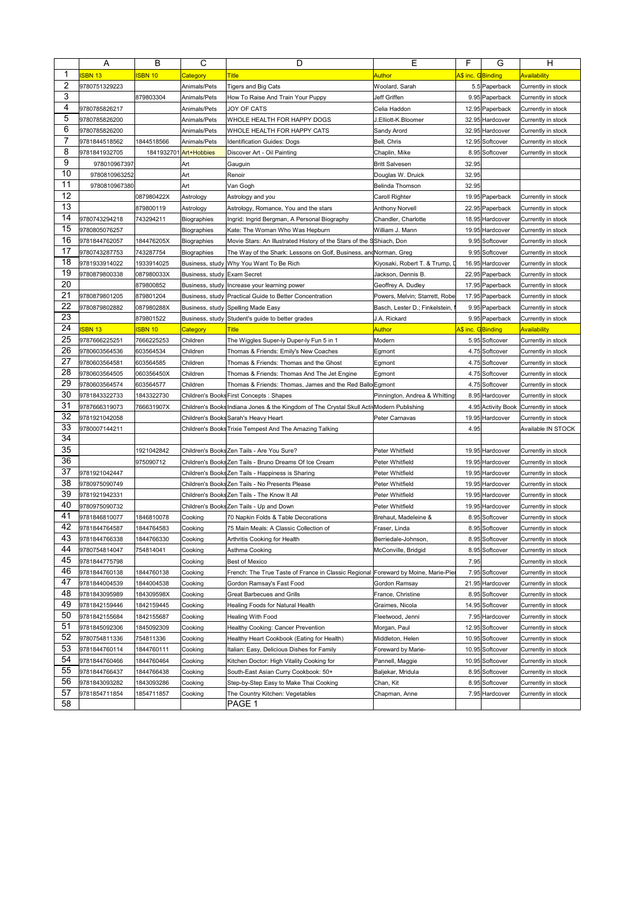| | A | B | C | D | E | F | G | H |
|---|---|---|---|---|---|---|---|---|
| 1 | ISBN 13 | ISBN 10 | Category | Title | Author | A$ inc. G | Binding | Availability |
| 2 | 9780751329223 | | Animals/Pets | Tigers and Big Cats | Woolard, Sarah | 5.5 | Paperback | Currently in stock |
| 3 | | 879803304 | Animals/Pets | How To Raise And Train Your Puppy | Jeff Griffen | 9.95 | Paperback | Currently in stock |
| 4 | 9780785826217 | | Animals/Pets | JOY OF CATS | Celia Haddon | 12.95 | Paperback | Currently in stock |
| 5 | 9780785826200 | | Animals/Pets | WHOLE HEALTH FOR HAPPY DOGS | J.Elliott-K.Bloomer | 32.95 | Hardcover | Currently in stock |
| 6 | 9780785826200 | | Animals/Pets | WHOLE HEALTH FOR HAPPY CATS | Sandy Arord | 32.95 | Hardcover | Currently in stock |
| 7 | 9781844518562 | 1844518566 | Animals/Pets | Identification Guides: Dogs | Bell, Chris | 12.95 | Softcover | Currently in stock |
| 8 | 9781841932705 | 1841932701 | Art+Hobbies | Discover Art - Oil Painting | Chaplin, Mike | 8.95 | Softcover | Currently in stock |
| 9 | 978010967397 | | Art | Gauguin | Britt Salvesen | 32.95 | | |
| 10 | 9780810963252 | | Art | Renoir | Douglas W. Druick | 32.95 | | |
| 11 | 9780810967380 | | Art | Van Gogh | Belinda Thomson | 32.95 | | |
| 12 | | 087980422X | Astrology | Astrology and you | Caroll Righter | 19.95 | Paperback | Currently in stock |
| 13 | | 879800119 | Astrology | Astrology, Romance, You and the stars | Anthony Norvell | 22.95 | Paperback | Currently in stock |
| 14 | 9780743294218 | 743294211 | Biographies | Ingrid: Ingrid Bergman, A Personal Biography | Chandler, Charlotte | 18.95 | Hardcover | Currently in stock |
| 15 | 9780805076257 | | Biographies | Kate: The Woman Who Was Hepburn | William J. Mann | 19.95 | Hardcover | Currently in stock |
| 16 | 9781844762057 | 184476205X | Biographies | Movie Stars: An Illustrated History of the Stars of the S | Shiach, Don | 9.95 | Softcover | Currently in stock |
| 17 | 9780743287753 | 743287754 | Biographies | The Way of the Shark: Lessons on Golf, Business, and | Norman, Greg | 9.95 | Softcover | Currently in stock |
| 18 | 9781933914022 | 1933914025 | Business, study | Why You Want To Be Rich | Kiyosaki, Robert T. & Trump, D | 16.95 | Hardcover | Currently in stock |
| 19 | 9780879800338 | 087980033X | Business, study | Exam Secret | Jackson, Dennis B. | 22.95 | Paperback | Currently in stock |
| 20 | | 879800852 | Business, study | Increase your learning power | Geoffrey A. Dudley | 17.95 | Paperback | Currently in stock |
| 21 | 9780879801205 | 879801204 | Business, study | Practical Guide to Better Concentration | Powers, Melvin; Starrett, Robe | 17.95 | Paperback | Currently in stock |
| 22 | 9780879802882 | 087980288X | Business, study | Spelling Made Easy | Basch, Lester D.; Finkelstein, | 9.95 | Paperback | Currently in stock |
| 23 | | 879801522 | Business, study | Student's guide to better grades | J.A. Rickard | 9.95 | Paperback | Currently in stock |
| 24 | ISBN 13 | ISBN 10 | Category | Title | Author | A$ inc. G | Binding | Availability |
| 25 | 9787666225251 | 7666225253 | Children | The Wiggles Super-ly Duper-ly Fun 5 in 1 | Modern | 5.95 | Softcover | Currently in stock |
| 26 | 9780603564536 | 603564534 | Children | Thomas & Friends: Emily's New Coaches | Egmont | 4.75 | Softcover | Currently in stock |
| 27 | 9780603564581 | 603564585 | Children | Thomas & Friends: Thomas and the Ghost | Egmont | 4.75 | Softcover | Currently in stock |
| 28 | 9780603564505 | 060356450X | Children | Thomas & Friends: Thomas And The Jet Engine | Egmont | 4.75 | Softcover | Currently in stock |
| 29 | 9780603564574 | 603564577 | Children | Thomas & Friends: Thomas, James and the Red Ballo | Egmont | 4.75 | Softcover | Currently in stock |
| 30 | 9781843322733 | 1843322730 | Children's Books | First Concepts : Shapes | Pinnington, Andrea & Whitting | 8.95 | Hardcover | Currently in stock |
| 31 | 9787666319073 | 766631907X | Children's Books | Indiana Jones & the Kingdom of The Crystal Skull Acti | Modern Publishing | 4.95 | Activity Book | Currently in stock |
| 32 | 9781921042058 | | Children's Books | Sarah's Heavy Heart | Peter Carnavas | 19.95 | Hardcover | Currently in stock |
| 33 | 9780007144211 | | Children's Books | Trixie Tempest And The Amazing Talking | | 4.95 | | Available IN STOCK |
| 34 | | | | | | | | |
| 35 | | 1921042842 | Children's Books | Zen Tails - Are You Sure? | Peter Whitfield | 19.95 | Hardcover | Currently in stock |
| 36 | | 975090712 | Children's Books | Zen Tails - Bruno Dreams Of Ice Cream | Peter Whitfield | 19.95 | Hardcover | Currently in stock |
| 37 | 9781921042447 | | Children's Books | Zen Tails - Happiness is Sharing | Peter Whitfield | 19.95 | Hardcover | Currently in stock |
| 38 | 9780975090749 | | Children's Books | Zen Tails - No Presents Please | Peter Whitfield | 19.95 | Hardcover | Currently in stock |
| 39 | 9781921942331 | | Children's Books | Zen Tails - The Know It All | Peter Whitfield | 19.95 | Hardcover | Currently in stock |
| 40 | 9780975090732 | | Children's Books | Zen Tails - Up and Down | Peter Whitfield | 19.95 | Hardcover | Currently in stock |
| 41 | 9781846810077 | 1846810078 | Cooking | 70 Napkin Folds & Table Decorations | Brehaut, Madeleine & | 8.95 | Softcover | Currently in stock |
| 42 | 9781844764587 | 1844764583 | Cooking | 75 Main Meals: A Classic Collection of | Fraser, Linda | 8.95 | Softcover | Currently in stock |
| 43 | 9781844766338 | 1844766330 | Cooking | Arthritis Cooking for Health | Berriedale-Johnson, | 8.95 | Softcover | Currently in stock |
| 44 | 9780754814047 | 754814041 | Cooking | Asthma Cooking | McConville, Bridgid | 8.95 | Softcover | Currently in stock |
| 45 | 9781844775798 | | Cooking | Best of Mexico | | 7.95 | | Currently in stock |
| 46 | 9781844760138 | 1844760138 | Cooking | French: The True Taste of France in Classic Regional | Foreward by Moine, Marie-Pier | 7.95 | Softcover | Currently in stock |
| 47 | 9781844004539 | 1844004538 | Cooking | Gordon Ramsay's Fast Food | Gordon Ramsay | 21.95 | Hardcover | Currently in stock |
| 48 | 9781843095989 | 184309598X | Cooking | Great Barbecues and Grills | France, Christine | 8.95 | Softcover | Currently in stock |
| 49 | 9781842159446 | 1842159445 | Cooking | Healing Foods for Natural Health | Graimes, Nicola | 14.95 | Softcover | Currently in stock |
| 50 | 9781842155684 | 1842155687 | Cooking | Healing With Food | Fleetwood, Jenni | 7.95 | Hardcover | Currently in stock |
| 51 | 9781845092306 | 1845092309 | Cooking | Healthy Cooking: Cancer Prevention | Morgan, Paul | 12.95 | Softcover | Currently in stock |
| 52 | 9780754811336 | 754811336 | Cooking | Healthy Heart Cookbook (Eating for Health) | Middleton, Helen | 10.95 | Softcover | Currently in stock |
| 53 | 9781844760114 | 1844760111 | Cooking | Italian: Easy, Delicious Dishes for Family | Foreward by Marie- | 10.95 | Softcover | Currently in stock |
| 54 | 9781844760466 | 1844760464 | Cooking | Kitchen Doctor: High Vitality Cooking for | Pannell, Maggie | 10.95 | Softcover | Currently in stock |
| 55 | 9781844766437 | 1844766438 | Cooking | South-East Asian Curry Cookbook: 50+ | Baljekar, Mridula | 8.95 | Softcover | Currently in stock |
| 56 | 9781843093282 | 1843093286 | Cooking | Step-by-Step Easy to Make Thai Cooking | Chan, Kit | 8.95 | Softcover | Currently in stock |
| 57 | 9781854711854 | 1854711857 | Cooking | The Country Kitchen: Vegetables | Chapman, Anne | 7.95 | Hardcover | Currently in stock |
| 58 | | | | PAGE 1 | | | | |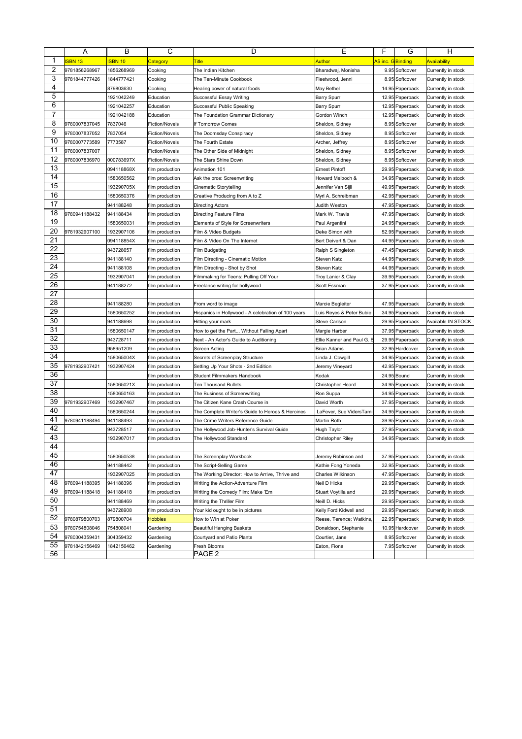| | A | B | C | D | E | F | G | H |
|---|---|---|---|---|---|---|---|---|
| 1 | ISBN 13 | ISBN 10 | Category | Title | Author | A$ inc. G | Binding | Availability |
| 2 | 9781856268967 | 1856268969 | Cooking | The Indian Kitchen | Bharadwaj, Monisha | 9.95 | Softcover | Currently in stock |
| 3 | 9781844777426 | 1844777421 | Cooking | The Ten-Minute Cookbook | Fleetwood, Jenni | 8.95 | Softcover | Currently in stock |
| 4 | | 879803630 | Cooking | Healing power of natural foods | May Bethel | 14.95 | Paperback | Currently in stock |
| 5 | | 1921042249 | Education | Successful Essay Writing | Barry Spurr | 12.95 | Paperback | Currently in stock |
| 6 | | 1921042257 | Education | Successful Public Speaking | Barry Spurr | 12.95 | Paperback | Currently in stock |
| 7 | | 1921042188 | Education | The Foundation Grammar Dictionary | Gordon Winch | 12.95 | Paperback | Currently in stock |
| 8 | 9780007837045 | 7837046 | Fiction/Novels | If Tomorrow Comes | Sheldon, Sidney | 8.95 | Softcover | Currently in stock |
| 9 | 9780007837052 | 7837054 | Fiction/Novels | The Doomsday Conspiracy | Sheldon, Sidney | 8.95 | Softcover | Currently in stock |
| 10 | 9780007773589 | 7773587 | Fiction/Novels | The Fourth Estate | Archer, Jeffrey | 8.95 | Softcover | Currently in stock |
| 11 | 9780007837007 | | Fiction/Novels | The Other Side of Midnight | Sheldon, Sidney | 8.95 | Softcover | Currently in stock |
| 12 | 9780007836970 | 000783697X | Fiction/Novels | The Stars Shine Down | Sheldon, Sidney | 8.95 | Softcover | Currently in stock |
| 13 | | 094118868X | film production | Animation 101 | Ernest Pintoff | 29.95 | Paperback | Currently in stock |
| 14 | | 1580650562 | film production | Ask the pros: Screenwriting | Howard Meiboch & | 34.95 | Paperback | Currently in stock |
| 15 | | 193290705X | film production | Cinematic Storytelling | Jennifer Van Sijll | 49.95 | Paperback | Currently in stock |
| 16 | | 1580650376 | film production | Creative Producing from A to Z | Myrl A. Schreibman | 42.95 | Paperback | Currently in stock |
| 17 | | 941188248 | film production | Directing Actors | Judith Weston | 47.95 | Paperback | Currently in stock |
| 18 | 9780941188432 | 941188434 | film production | Directing Feature Films | Mark W. Travis | 47.95 | Paperback | Currently in stock |
| 19 | | 1580650031 | film production | Elements of Style for Screenwriters | Paul Argentini | 24.95 | Paperback | Currently in stock |
| 20 | 9781932907100 | 1932907106 | film production | Film & Video Budgets | Deke Simon with | 52.95 | Paperback | Currently in stock |
| 21 | | 094118854X | film production | Film & Video On The Internet | Bert Deivert & Dan | 44.95 | Paperback | Currently in stock |
| 22 | | 943728657 | film production | Film Budgeting | Ralph S Singleton | 47.45 | Paperback | Currently in stock |
| 23 | | 941188140 | film production | Film Directing - Cinematic Motion | Steven Katz | 44.95 | Paperback | Currently in stock |
| 24 | | 941188108 | film production | Film Directing - Shot by Shot | Steven Katz | 44.95 | Paperback | Currently in stock |
| 25 | | 1932907041 | film production | Filmmaking for Teens: Pulling Off Your | Troy Lanier & Clay | 39.95 | Paperback | Currently in stock |
| 26 | | 941188272 | film production | Freelance writing for hollywood | Scott Essman | 37.95 | Paperback | Currently in stock |
| 27 | | | | | | | | |
| 28 | | 941188280 | film production | From word to image | Marcie Begleiter | 47.95 | Paperback | Currently in stock |
| 29 | | 1580650252 | film production | Hispanics in Hollywood - A celebration of 100 years | Luis Reyes & Peter Bubie | 34.95 | Paperback | Currently in stock |
| 30 | | 941188698 | film production | Hitting your mark | Steve Carlson | 29.95 | Paperback | Available IN STOCK |
| 31 | | 1580650147 | film production | How to get the Part... Without Falling Apart | Margie Harber | 37.95 | Paperback | Currently in stock |
| 32 | | 943728711 | film production | Next - An Actor's Guide to Auditioning | Ellie Kanner and Paul G. B | 29.95 | Paperback | Currently in stock |
| 33 | | 958951209 | film production | Screen Acting | Brian Adams | 32.95 | Hardcover | Currently in stock |
| 34 | | 158065004X | film production | Secrets of Screenplay Structure | Linda J. Cowgill | 34.95 | Paperback | Currently in stock |
| 35 | 9781932907421 | 1932907424 | film production | Setting Up Your Shots - 2nd Edition | Jeremy Vineyard | 42.95 | Paperback | Currently in stock |
| 36 | | | film production | Student Filmmakers Handbook | Kodak | 24.95 | Bound | Currently in stock |
| 37 | | 158065021X | film production | Ten Thousand Bullets | Christopher Heard | 34.95 | Paperback | Currently in stock |
| 38 | | 1580650163 | film production | The Business of Screenwriting | Ron Suppa | 34.95 | Paperback | Currently in stock |
| 39 | 9781932907469 | 1932907467 | film production | The Citizen Kane Crash Course in | David Worth | 37.95 | Paperback | Currently in stock |
| 40 | | 1580650244 | film production | The Complete Writer's Guide to Heroes & Heroines | LaFever, Sue VidersTami | 34.95 | Paperback | Currently in stock |
| 41 | 9780941188494 | 941188493 | film production | The Crime Writers Reference Guide | Martin Roth | 39.95 | Paperback | Currently in stock |
| 42 | | 943728517 | film production | The Hollywood Job-Hunter's Survival Guide | Hugh Taylor | 27.95 | Paperback | Currently in stock |
| 43 | | 1932907017 | film production | The Hollywood Standard | Christopher Riley | 34.95 | Paperback | Currently in stock |
| 44 | | | | | | | | |
| 45 | | 1580650538 | film production | The Screenplay Workbook | Jeremy Robinson and | 37.95 | Paperback | Currently in stock |
| 46 | | 941188442 | film production | The Script-Selling Game | Kathie Fong Yoneda | 32.95 | Paperback | Currently in stock |
| 47 | | 1932907025 | film production | The Working Director: How to Arrive, Thrive and | Charles Wilkinson | 47.95 | Paperback | Currently in stock |
| 48 | 9780941188395 | 941188396 | film production | Writing the Action-Adventure Film | Neil D Hicks | 29.95 | Paperback | Currently in stock |
| 49 | 9780941188418 | 941188418 | film production | Writing the Comedy Film: Make 'Em | Stuart Voytilla and | 29.95 | Paperback | Currently in stock |
| 50 | | 941188469 | film production | Writing the Thriller Film | Neill D. Hicks | 29.95 | Paperback | Currently in stock |
| 51 | | 943728908 | film production | Your kid ought to be in pictures | Kelly Ford Kidwell and | 29.95 | Paperback | Currently in stock |
| 52 | 9780879800703 | 879800704 | Hobbies | How to Win at Poker | Reese, Terence; Watkins, | 22.95 | Paperback | Currently in stock |
| 53 | 9780754808046 | 754808041 | Gardening | Beautiful Hanging Baskets | Donaldson, Stephanie | 10.95 | Hardcover | Currently in stock |
| 54 | 9780304359431 | 304359432 | Gardening | Courtyard and Patio Plants | Courtier, Jane | 8.95 | Softcover | Currently in stock |
| 55 | 9781842156469 | 1842156462 | Gardening | Fresh Blooms | Eaton, Fiona | 7.95 | Softcover | Currently in stock |
| 56 | | | | PAGE 2 | | | | |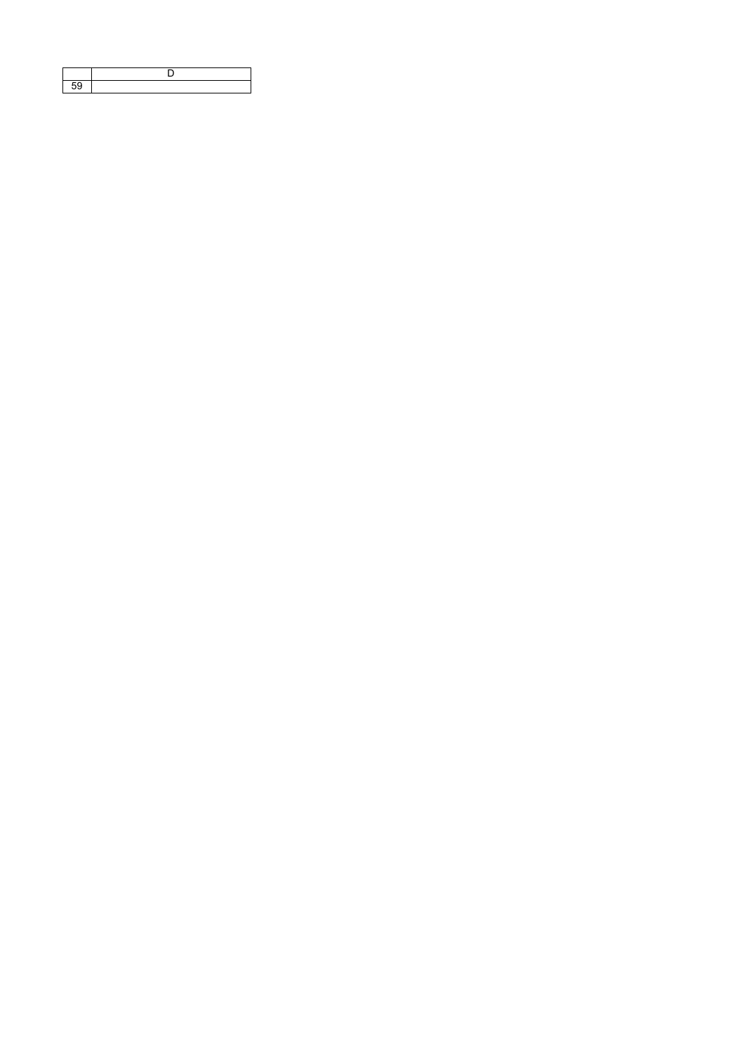| | D |
|---|---|
| 59 | |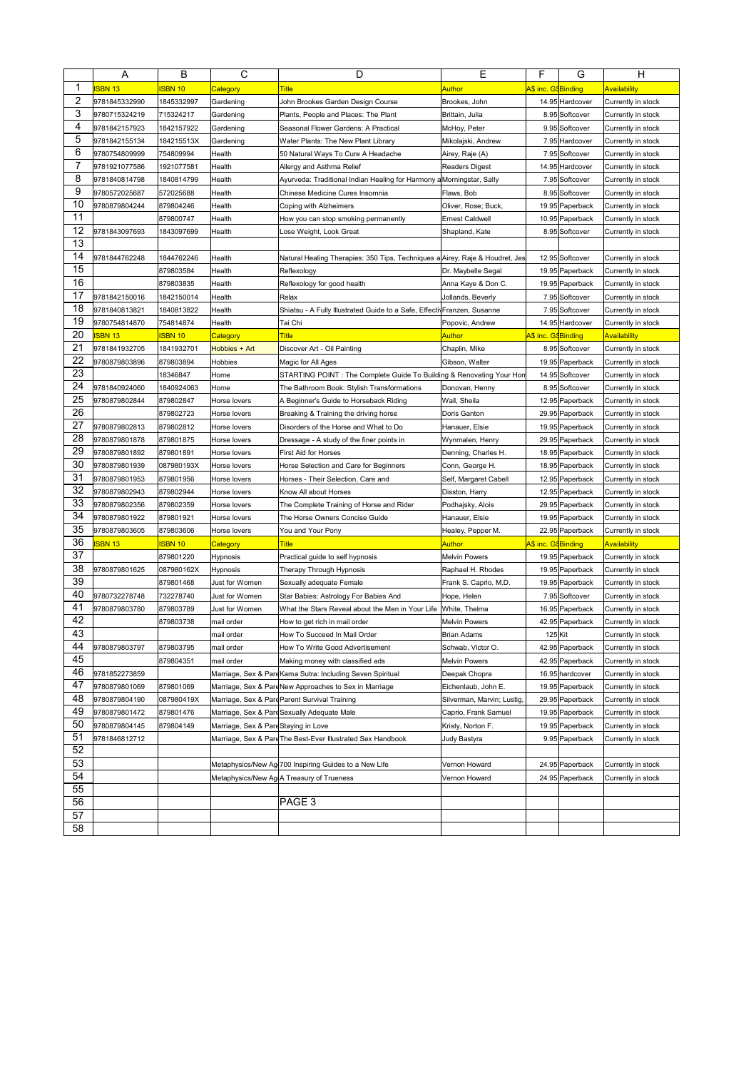| | A | B | C | D | E | F | G | H |
|---|---|---|---|---|---|---|---|---|
| 1 | ISBN 13 | ISBN 10 | Category | Title | Author | A$ inc. GST | Binding | Availability |
| 2 | 9781845332990 | 1845332997 | Gardening | John Brookes Garden Design Course | Brookes, John | 14.95 | Hardcover | Currently in stock |
| 3 | 9780715324219 | 715324217 | Gardening | Plants, People and Places: The Plant | Brittain, Julia | 8.95 | Softcover | Currently in stock |
| 4 | 9781842157923 | 1842157922 | Gardening | Seasonal Flower Gardens: A Practical | McHoy, Peter | 9.95 | Softcover | Currently in stock |
| 5 | 9781842155134 | 184215513X | Gardening | Water Plants: The New Plant Library | Mikolajski, Andrew | 7.95 | Hardcover | Currently in stock |
| 6 | 9780754809999 | 754809994 | Health | 50 Natural Ways To Cure A Headache | Airey, Raje (A) | 7.95 | Softcover | Currently in stock |
| 7 | 9781921077586 | 1921077581 | Health | Allergy and Asthma Relief | Readers Digest | 14.95 | Hardcover | Currently in stock |
| 8 | 9781840814798 | 1840814799 | Health | Ayurveda: Traditional Indian Healing for Harmony a | Morningstar, Sally | 7.95 | Softcover | Currently in stock |
| 9 | 9780572025687 | 572025688 | Health | Chinese Medicine Cures Insomnia | Flaws, Bob | 8.95 | Softcover | Currently in stock |
| 10 | 9780879804244 | 879804246 | Health | Coping with Alzheimers | Oliver, Rose; Buck, | 19.95 | Paperback | Currently in stock |
| 11 | | 879800747 | Health | How you can stop smoking permanently | Ernest Caldwell | 10.95 | Paperback | Currently in stock |
| 12 | 9781843097693 | 1843097699 | Health | Lose Weight, Look Great | Shapland, Kate | 8.95 | Softcover | Currently in stock |
| 13 | | | | | | | | |
| 14 | 9781844762248 | 1844762246 | Health | Natural Healing Therapies: 350 Tips, Techniques a | Airey, Raje & Houdret, Jes | 12.95 | Softcover | Currently in stock |
| 15 | | 879803584 | Health | Reflexology | Dr. Maybelle Segal | 19.95 | Paperback | Currently in stock |
| 16 | | 879803835 | Health | Reflexology for good health | Anna Kaye & Don C. | 19.95 | Paperback | Currently in stock |
| 17 | 9781842150016 | 1842150014 | Health | Relax | Jollands, Beverly | 7.95 | Softcover | Currently in stock |
| 18 | 9781840813821 | 1840813822 | Health | Shiatsu - A Fully Illustrated Guide to a Safe, Effecti | Franzen, Susanne | 7.95 | Softcover | Currently in stock |
| 19 | 9780754814870 | 754814874 | Health | Tai Chi | Popovic, Andrew | 14.95 | Hardcover | Currently in stock |
| 20 | ISBN 13 | ISBN 10 | Category | Title | Author | A$ inc. GST | Binding | Availability |
| 21 | 9781841932705 | 1841932701 | Hobbies + Art | Discover Art - Oil Painting | Chaplin, Mike | 8.95 | Softcover | Currently in stock |
| 22 | 9780879803896 | 879803894 | Hobbies | Magic for All Ages | Gibson, Walter | 19.95 | Paperback | Currently in stock |
| 23 | | 18346847 | Home | STARTING POINT : The Complete Guide To Building & Renovating Your Hom | | 14.95 | Softcover | Currently in stock |
| 24 | 9781840924060 | 1840924063 | Home | The Bathroom Book: Stylish Transformations | Donovan, Henny | 8.95 | Softcover | Currently in stock |
| 25 | 9780879802844 | 879802847 | Horse lovers | A Beginner's Guide to Horseback Riding | Wall, Sheila | 12.95 | Paperback | Currently in stock |
| 26 | | 879802723 | Horse lovers | Breaking & Training the driving horse | Doris Ganton | 29.95 | Paperback | Currently in stock |
| 27 | 9780879802813 | 879802812 | Horse lovers | Disorders of the Horse and What to Do | Hanauer, Elsie | 19.95 | Paperback | Currently in stock |
| 28 | 9780879801878 | 879801875 | Horse lovers | Dressage - A study of the finer points in | Wynmalen, Henry | 29.95 | Paperback | Currently in stock |
| 29 | 9780879801892 | 879801891 | Horse lovers | First Aid for Horses | Denning, Charles H. | 18.95 | Paperback | Currently in stock |
| 30 | 9780879801939 | 087980193X | Horse lovers | Horse Selection and Care for Beginners | Conn, George H. | 18.95 | Paperback | Currently in stock |
| 31 | 9780879801953 | 879801956 | Horse lovers | Horses - Their Selection, Care and | Self, Margaret Cabell | 12.95 | Paperback | Currently in stock |
| 32 | 9780879802943 | 879802944 | Horse lovers | Know All about Horses | Disston, Harry | 12.95 | Paperback | Currently in stock |
| 33 | 9780879802356 | 879802359 | Horse lovers | The Complete Training of Horse and Rider | Podhajsky, Alois | 29.95 | Paperback | Currently in stock |
| 34 | 9780879801922 | 879801921 | Horse lovers | The Horse Owners Concise Guide | Hanauer, Elsie | 19.95 | Paperback | Currently in stock |
| 35 | 9780879803605 | 879803606 | Horse lovers | You and Your Pony | Healey, Pepper M. | 22.95 | Paperback | Currently in stock |
| 36 | ISBN 13 | ISBN 10 | Category | Title | Author | A$ inc. GST | Binding | Availability |
| 37 | | 879801220 | Hypnosis | Practical guide to self hypnosis | Melvin Powers | 19.95 | Paperback | Currently in stock |
| 38 | 9780879801625 | 087980162X | Hypnosis | Therapy Through Hypnosis | Raphael H. Rhodes | 19.95 | Paperback | Currently in stock |
| 39 | | 879801468 | Just for Women | Sexually adequate Female | Frank S. Caprio, M.D. | 19.95 | Paperback | Currently in stock |
| 40 | 9780732278748 | 732278740 | Just for Women | Star Babies: Astrology For Babies And | Hope, Helen | 7.95 | Softcover | Currently in stock |
| 41 | 9780879803780 | 879803789 | Just for Women | What the Stars Reveal about the Men in Your Life | White, Thelma | 16.95 | Paperback | Currently in stock |
| 42 | | 879803738 | mail order | How to get rich in mail order | Melvin Powers | 42.95 | Paperback | Currently in stock |
| 43 | | | mail order | How To Succeed In Mail Order | Brian Adams | 125 | Kit | Currently in stock |
| 44 | 9780879803797 | 879803795 | mail order | How To Write Good Advertisement | Schwab, Victor O. | 42.95 | Paperback | Currently in stock |
| 45 | | 879804351 | mail order | Making money with classified ads | Melvin Powers | 42.95 | Paperback | Currently in stock |
| 46 | 9781852273859 | | Marriage, Sex & Pare | Kama Sutra: Including Seven Spiritual | Deepak Chopra | 16.95 | hardcover | Currently in stock |
| 47 | 9780879801069 | 879801069 | Marriage, Sex & Pare | New Approaches to Sex in Marriage | Eichenlaub, John E. | 19.95 | Paperback | Currently in stock |
| 48 | 9780879804190 | 087980419X | Marriage, Sex & Pare | Parent Survival Training | Silverman, Marvin; Lustig, | 29.95 | Paperback | Currently in stock |
| 49 | 9780879801472 | 879801476 | Marriage, Sex & Pare | Sexually Adequate Male | Caprio, Frank Samuel | 19.95 | Paperback | Currently in stock |
| 50 | 9780879804145 | 879804149 | Marriage, Sex & Pare | Staying in Love | Kristy, Norton F. | 19.95 | Paperback | Currently in stock |
| 51 | 9781846812712 | | Marriage, Sex & Pare | The Best-Ever Illustrated Sex Handbook | Judy Bastyra | 9.95 | Paperback | Currently in stock |
| 52 | | | | | | | | |
| 53 | | | Metaphysics/New Ag | 700 Inspiring Guides to a New Life | Vernon Howard | 24.95 | Paperback | Currently in stock |
| 54 | | | Metaphysics/New Ag | A Treasury of Trueness | Vernon Howard | 24.95 | Paperback | Currently in stock |
| 55 | | | | | | | | |
| 56 | | | | PAGE 3 | | | | |
| 57 | | | | | | | | |
| 58 | | | | | | | | |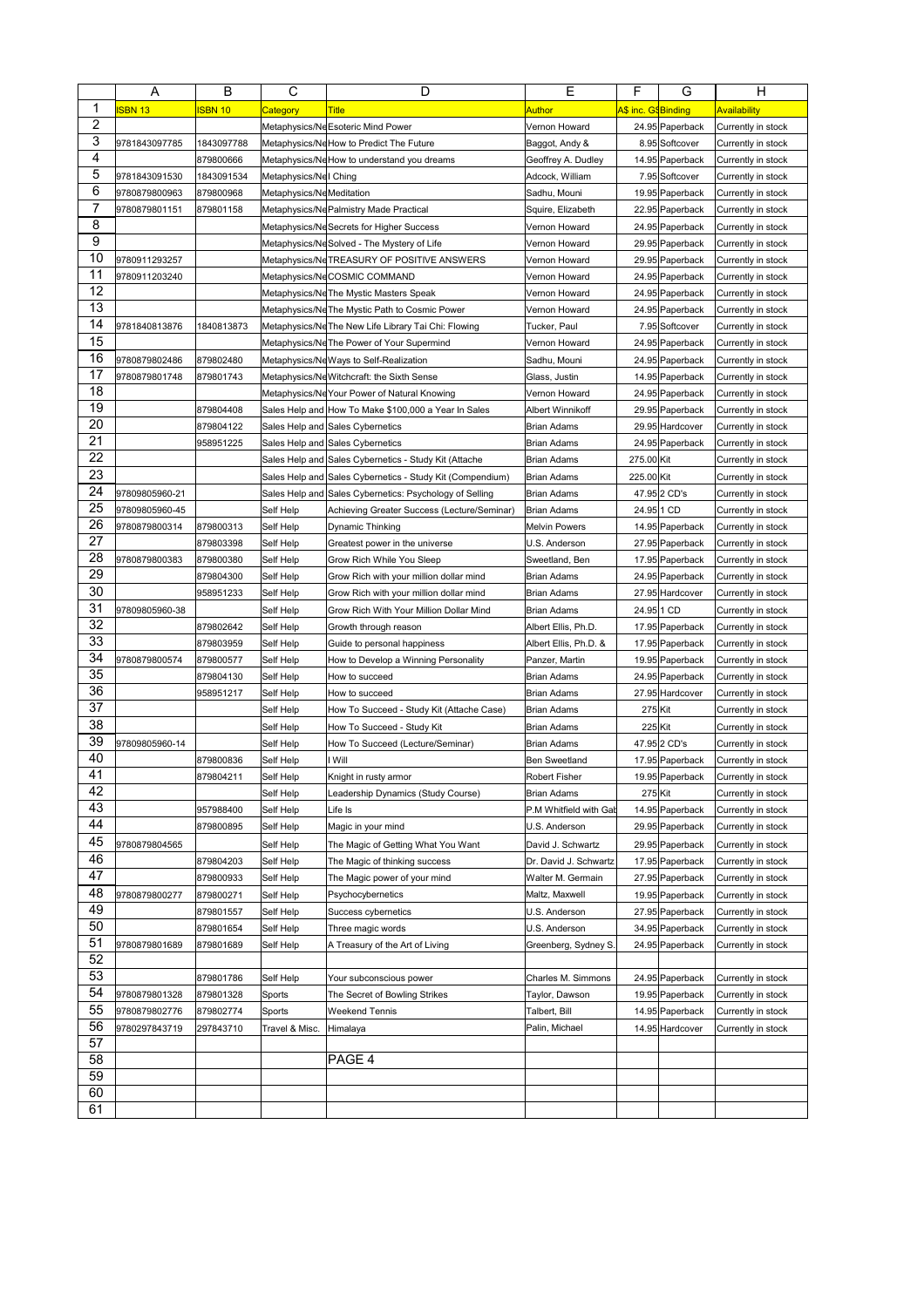| ISBN 13 | ISBN 10 | Category | Title | Author | A$ inc. GS | Binding | Availability |
|---|---|---|---|---|---|---|---|
| | | Metaphysics/Ne | Esoteric Mind Power | Vernon Howard | 24.95 | Paperback | Currently in stock |
| 9781843097785 | 1843097788 | Metaphysics/Ne | How to Predict The Future | Baggot, Andy & | 8.95 | Softcover | Currently in stock |
| | 879800666 | Metaphysics/Ne | How to understand you dreams | Geoffrey A. Dudley | 14.95 | Paperback | Currently in stock |
| 9781843091530 | 1843091534 | Metaphysics/Ne | I Ching | Adcock, William | 7.95 | Softcover | Currently in stock |
| 9780879800963 | 879800968 | Metaphysics/Ne | Meditation | Sadhu, Mouni | 19.95 | Paperback | Currently in stock |
| 9780879801151 | 879801158 | Metaphysics/Ne | Palmistry Made Practical | Squire, Elizabeth | 22.95 | Paperback | Currently in stock |
| | | Metaphysics/Ne | Secrets for Higher Success | Vernon Howard | 24.95 | Paperback | Currently in stock |
| | | Metaphysics/Ne | Solved - The Mystery of Life | Vernon Howard | 29.95 | Paperback | Currently in stock |
| 9780911293257 | | Metaphysics/Ne | TREASURY OF POSITIVE ANSWERS | Vernon Howard | 29.95 | Paperback | Currently in stock |
| 9780911203240 | | Metaphysics/Ne | COSMIC COMMAND | Vernon Howard | 24.95 | Paperback | Currently in stock |
| | | Metaphysics/Ne | The Mystic Masters Speak | Vernon Howard | 24.95 | Paperback | Currently in stock |
| | | Metaphysics/Ne | The Mystic Path to Cosmic Power | Vernon Howard | 24.95 | Paperback | Currently in stock |
| 9781840813876 | 1840813873 | Metaphysics/Ne | The New Life Library Tai Chi: Flowing | Tucker, Paul | 7.95 | Softcover | Currently in stock |
| | | Metaphysics/Ne | The Power of Your Supermind | Vernon Howard | 24.95 | Paperback | Currently in stock |
| 9780879802486 | 879802480 | Metaphysics/Ne | Ways to Self-Realization | Sadhu, Mouni | 24.95 | Paperback | Currently in stock |
| 9780879801748 | 879801743 | Metaphysics/Ne | Witchcraft: the Sixth Sense | Glass, Justin | 14.95 | Paperback | Currently in stock |
| | | Metaphysics/Ne | Your Power of Natural Knowing | Vernon Howard | 24.95 | Paperback | Currently in stock |
| | 879804408 | Sales Help and | How To Make $100,000 a Year In Sales | Albert Winnikoff | 29.95 | Paperback | Currently in stock |
| | 879804122 | Sales Help and | Sales Cybernetics | Brian Adams | 29.95 | Hardcover | Currently in stock |
| | 958951225 | Sales Help and | Sales Cybernetics | Brian Adams | 24.95 | Paperback | Currently in stock |
| | | Sales Help and | Sales Cybernetics - Study Kit (Attache | Brian Adams | 275.00 | Kit | Currently in stock |
| | | Sales Help and | Sales Cybernetics - Study Kit (Compendium) | Brian Adams | 225.00 | Kit | Currently in stock |
| 97809805960-21 | | Sales Help and | Sales Cybernetics: Psychology of Selling | Brian Adams | 47.95 | 2 CD's | Currently in stock |
| 97809805960-45 | | Self Help | Achieving Greater Success (Lecture/Seminar) | Brian Adams | 24.95 | 1 CD | Currently in stock |
| 9780879800314 | 879800313 | Self Help | Dynamic Thinking | Melvin Powers | 14.95 | Paperback | Currently in stock |
| | 879803398 | Self Help | Greatest power in the universe | U.S. Anderson | 27.95 | Paperback | Currently in stock |
| 9780879800383 | 879800380 | Self Help | Grow Rich While You Sleep | Sweetland, Ben | 17.95 | Paperback | Currently in stock |
| | 879804300 | Self Help | Grow Rich with your million dollar mind | Brian Adams | 24.95 | Paperback | Currently in stock |
| | 958951233 | Self Help | Grow Rich with your million dollar mind | Brian Adams | 27.95 | Hardcover | Currently in stock |
| 97809805960-38 | | Self Help | Grow Rich With Your Million Dollar Mind | Brian Adams | 24.95 | 1 CD | Currently in stock |
| | 879802642 | Self Help | Growth through reason | Albert Ellis, Ph.D. | 17.95 | Paperback | Currently in stock |
| | 879803959 | Self Help | Guide to personal happiness | Albert Ellis, Ph.D. & | 17.95 | Paperback | Currently in stock |
| 9780879800574 | 879800577 | Self Help | How to Develop a Winning Personality | Panzer, Martin | 19.95 | Paperback | Currently in stock |
| | 879804130 | Self Help | How to succeed | Brian Adams | 24.95 | Paperback | Currently in stock |
| | 958951217 | Self Help | How to succeed | Brian Adams | 27.95 | Hardcover | Currently in stock |
| | | Self Help | How To Succeed - Study Kit (Attache Case) | Brian Adams | 275 | Kit | Currently in stock |
| | | Self Help | How To Succeed - Study Kit | Brian Adams | 225 | Kit | Currently in stock |
| 97809805960-14 | | Self Help | How To Succeed (Lecture/Seminar) | Brian Adams | 47.95 | 2 CD's | Currently in stock |
| | 879800836 | Self Help | I Will | Ben Sweetland | 17.95 | Paperback | Currently in stock |
| | 879804211 | Self Help | Knight in rusty armor | Robert Fisher | 19.95 | Paperback | Currently in stock |
| | | Self Help | Leadership Dynamics (Study Course) | Brian Adams | 275 | Kit | Currently in stock |
| | 957988400 | Self Help | Life Is | P.M Whitfield with Gab | 14.95 | Paperback | Currently in stock |
| | 879800895 | Self Help | Magic in your mind | U.S. Anderson | 29.95 | Paperback | Currently in stock |
| 9780879804565 | | Self Help | The Magic of Getting What You Want | David J. Schwartz | 29.95 | Paperback | Currently in stock |
| | 879804203 | Self Help | The Magic of thinking success | Dr. David J. Schwartz | 17.95 | Paperback | Currently in stock |
| | 879800933 | Self Help | The Magic power of your mind | Walter M. Germain | 27.95 | Paperback | Currently in stock |
| 9780879800277 | 879800271 | Self Help | Psychocybernetics | Maltz, Maxwell | 19.95 | Paperback | Currently in stock |
| | 879801557 | Self Help | Success cybernetics | U.S. Anderson | 27.95 | Paperback | Currently in stock |
| | 879801654 | Self Help | Three magic words | U.S. Anderson | 34.95 | Paperback | Currently in stock |
| 9780879801689 | 879801689 | Self Help | A Treasury of the Art of Living | Greenberg, Sydney S. | 24.95 | Paperback | Currently in stock |
| | | | | | | | |
| | 879801786 | Self Help | Your subconscious power | Charles M. Simmons | 24.95 | Paperback | Currently in stock |
| 9780879801328 | 879801328 | Sports | The Secret of Bowling Strikes | Taylor, Dawson | 19.95 | Paperback | Currently in stock |
| 9780879802776 | 879802774 | Sports | Weekend Tennis | Talbert, Bill | 14.95 | Paperback | Currently in stock |
| 9780297843719 | 297843710 | Travel & Misc. | Himalaya | Palin, Michael | 14.95 | Hardcover | Currently in stock |

PAGE 4